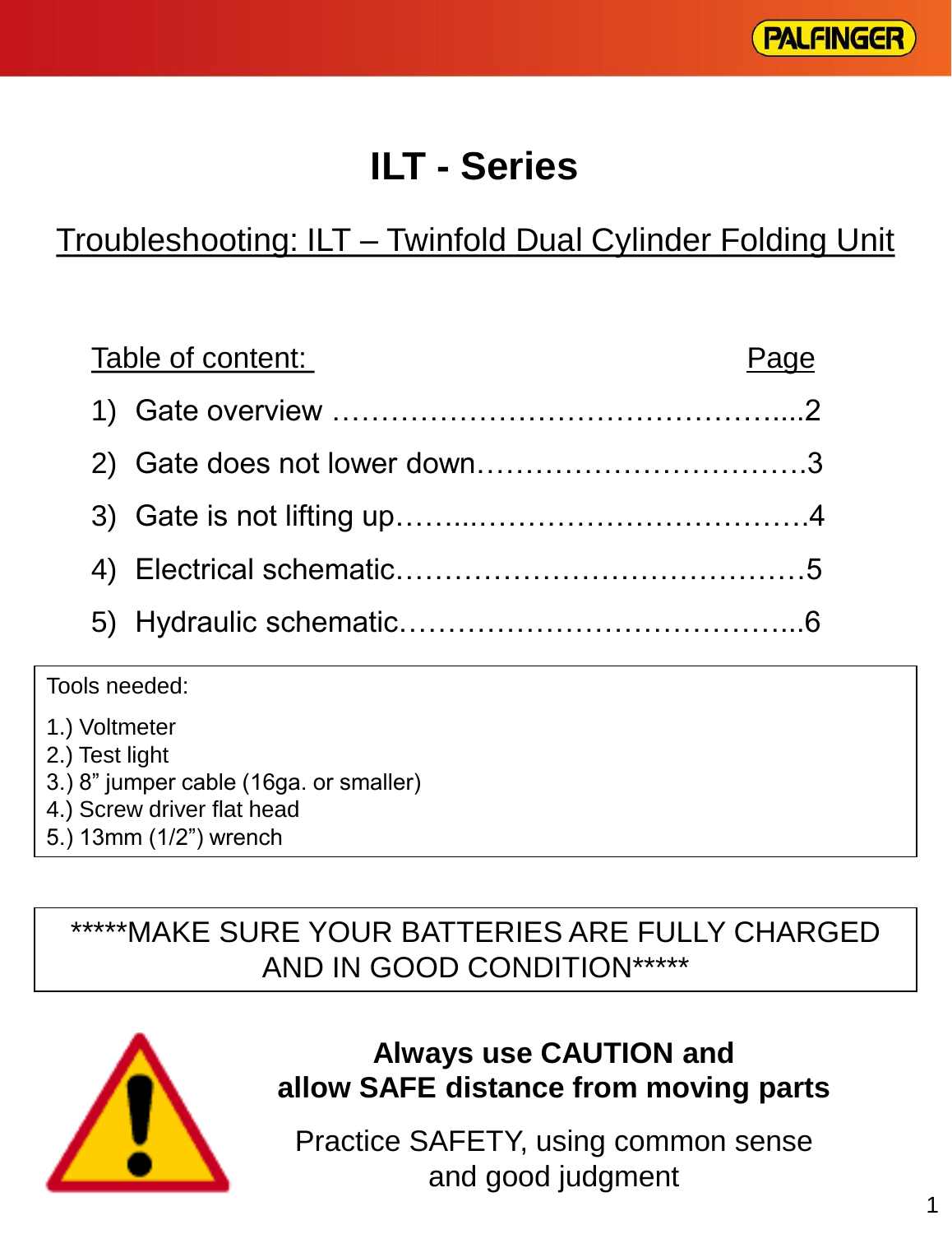# ILT - Series

## Troubleshooting: ILT – Twinfold Dual Cylinder Folding Unit

| Table of content: | Page |
| --- | --- |
| 1) Gate overview | 2 |
| 2) Gate does not lower down | 3 |
| 3) Gate is not lifting up | 4 |
| 4) Electrical schematic | 5 |
| 5) Hydraulic schematic | 6 |

Tools needed:

1.) Voltmeter
2.) Test light
3.) 8" jumper cable (16ga. or smaller)
4.) Screw driver flat head
5.) 13mm (1/2") wrench

*****MAKE SURE YOUR BATTERIES ARE FULLY CHARGED AND IN GOOD CONDITION*****

**Always use CAUTION and allow SAFE distance from moving parts**

Practice SAFETY, using common sense and good judgment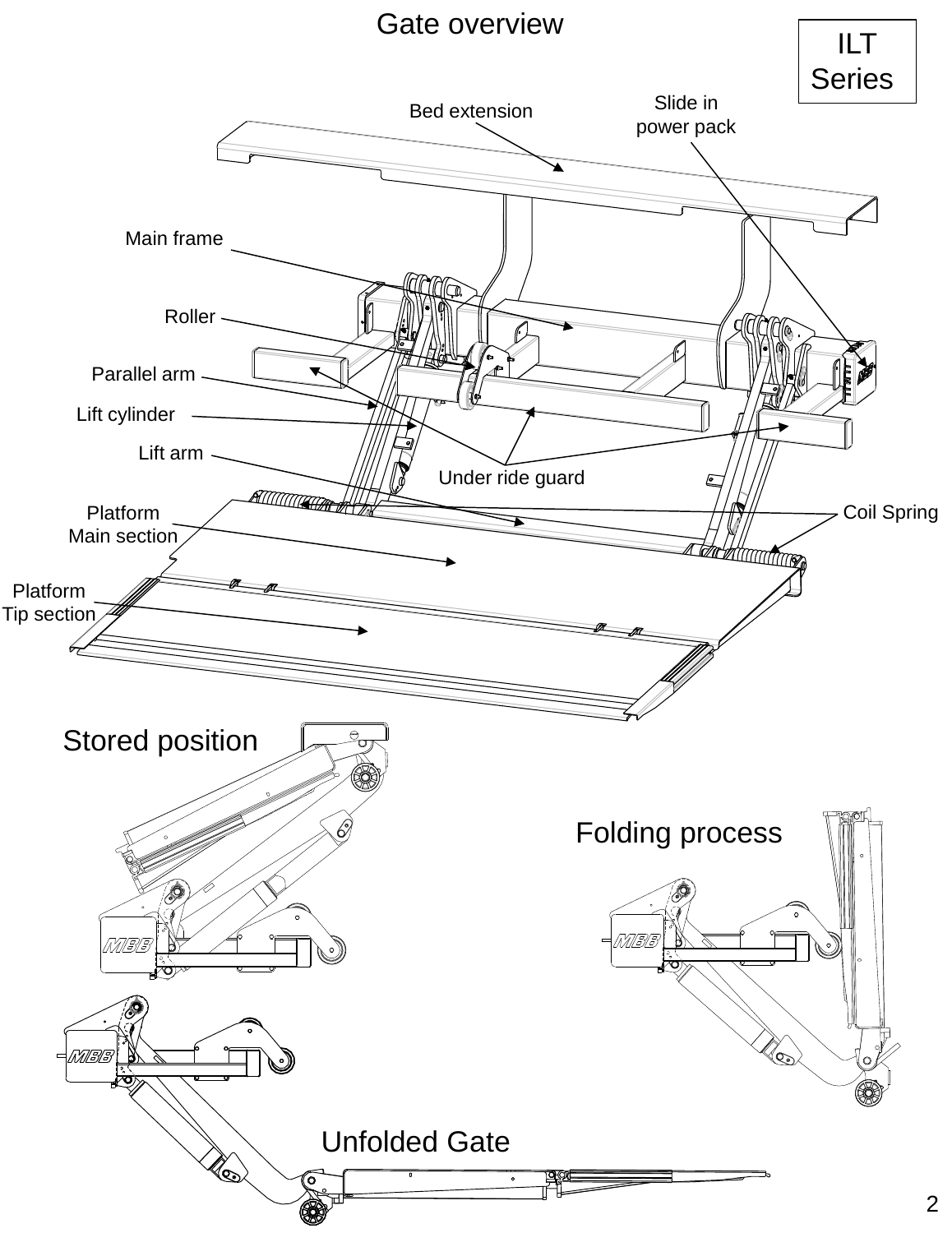# Gate overview

ILT Series

Bed extension

Slide in power pack

Main frame

Roller

Parallel arm

Lift cylinder

Lift arm

Under ride guard

Coil Spring

Platform Main section

Platform Tip section

## Stored position

## Folding process

## Unfolded Gate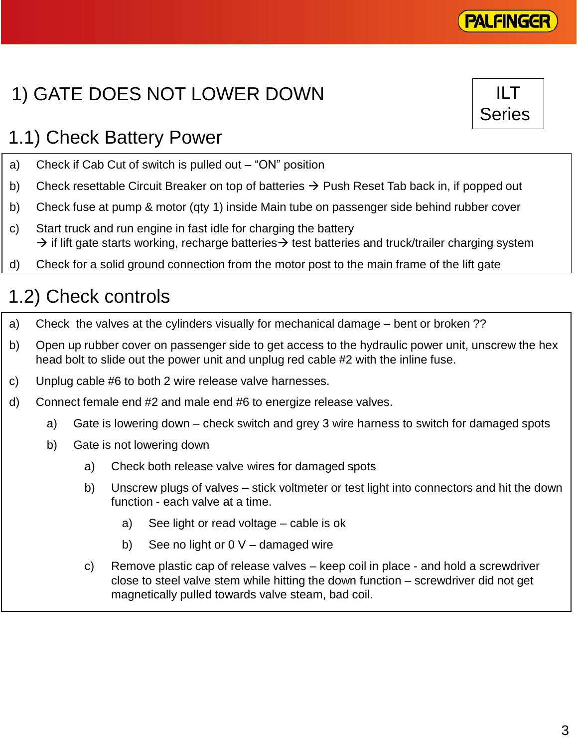# 1) GATE DOES NOT LOWER DOWN

ILT Series

## 1.1) Check Battery Power

a) Check if Cab Cut of switch is pulled out – “ON” position

b) Check resettable Circuit Breaker on top of batteries → Push Reset Tab back in, if popped out

b) Check fuse at pump & motor (qty 1) inside Main tube on passenger side behind rubber cover

c) Start truck and run engine in fast idle for charging the battery
→ if lift gate starts working, recharge batteries→ test batteries and truck/trailer charging system

d) Check for a solid ground connection from the motor post to the main frame of the lift gate

## 1.2) Check controls

a) Check the valves at the cylinders visually for mechanical damage – bent or broken ??

b) Open up rubber cover on passenger side to get access to the hydraulic power unit, unscrew the hex head bolt to slide out the power unit and unplug red cable #2 with the inline fuse.

c) Unplug cable #6 to both 2 wire release valve harnesses.

d) Connect female end #2 and male end #6 to energize release valves.

- a) Gate is lowering down – check switch and grey 3 wire harness to switch for damaged spots
- b) Gate is not lowering down
  - a) Check both release valve wires for damaged spots
  - b) Unscrew plugs of valves – stick voltmeter or test light into connectors and hit the down function - each valve at a time.
    - a) See light or read voltage – cable is ok
    - b) See no light or 0 V – damaged wire
  - c) Remove plastic cap of release valves – keep coil in place - and hold a screwdriver close to steel valve stem while hitting the down function – screwdriver did not get magnetically pulled towards valve steam, bad coil.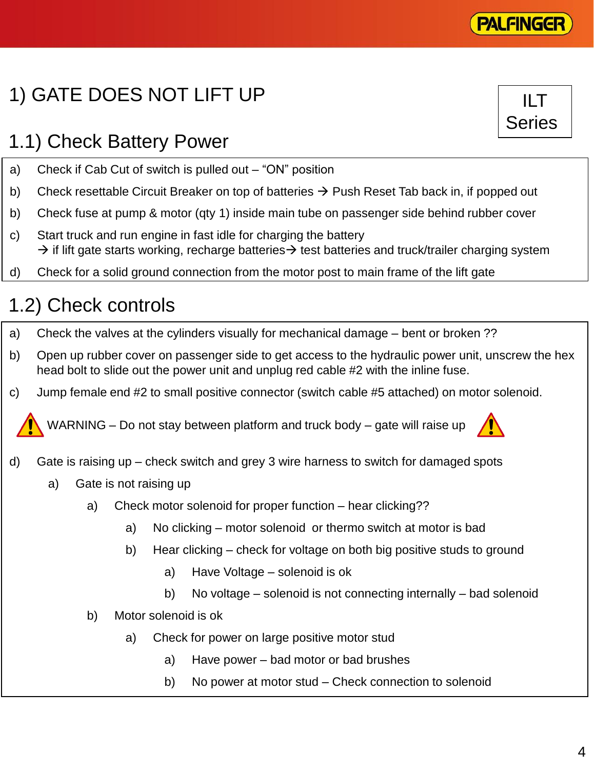# 1) GATE DOES NOT LIFT UP

ILT Series

## 1.1) Check Battery Power

a) Check if Cab Cut of switch is pulled out – “ON” position

b) Check resettable Circuit Breaker on top of batteries → Push Reset Tab back in, if popped out

b) Check fuse at pump & motor (qty 1) inside main tube on passenger side behind rubber cover

c) Start truck and run engine in fast idle for charging the battery
→ if lift gate starts working, recharge batteries→ test batteries and truck/trailer charging system

d) Check for a solid ground connection from the motor post to main frame of the lift gate

## 1.2) Check controls

a) Check the valves at the cylinders visually for mechanical damage – bent or broken ??

b) Open up rubber cover on passenger side to get access to the hydraulic power unit, unscrew the hex head bolt to slide out the power unit and unplug red cable #2 with the inline fuse.

c) Jump female end #2 to small positive connector (switch cable #5 attached) on motor solenoid.

⚠ WARNING – Do not stay between platform and truck body – gate will raise up ⚠

d) Gate is raising up – check switch and grey 3 wire harness to switch for damaged spots
- a) Gate is not raising up
  - a) Check motor solenoid for proper function – hear clicking??
    - a) No clicking – motor solenoid or thermo switch at motor is bad
    - b) Hear clicking – check for voltage on both big positive studs to ground
      - a) Have Voltage – solenoid is ok
      - b) No voltage – solenoid is not connecting internally – bad solenoid
  - b) Motor solenoid is ok
    - a) Check for power on large positive motor stud
      - a) Have power – bad motor or bad brushes
      - b) No power at motor stud – Check connection to solenoid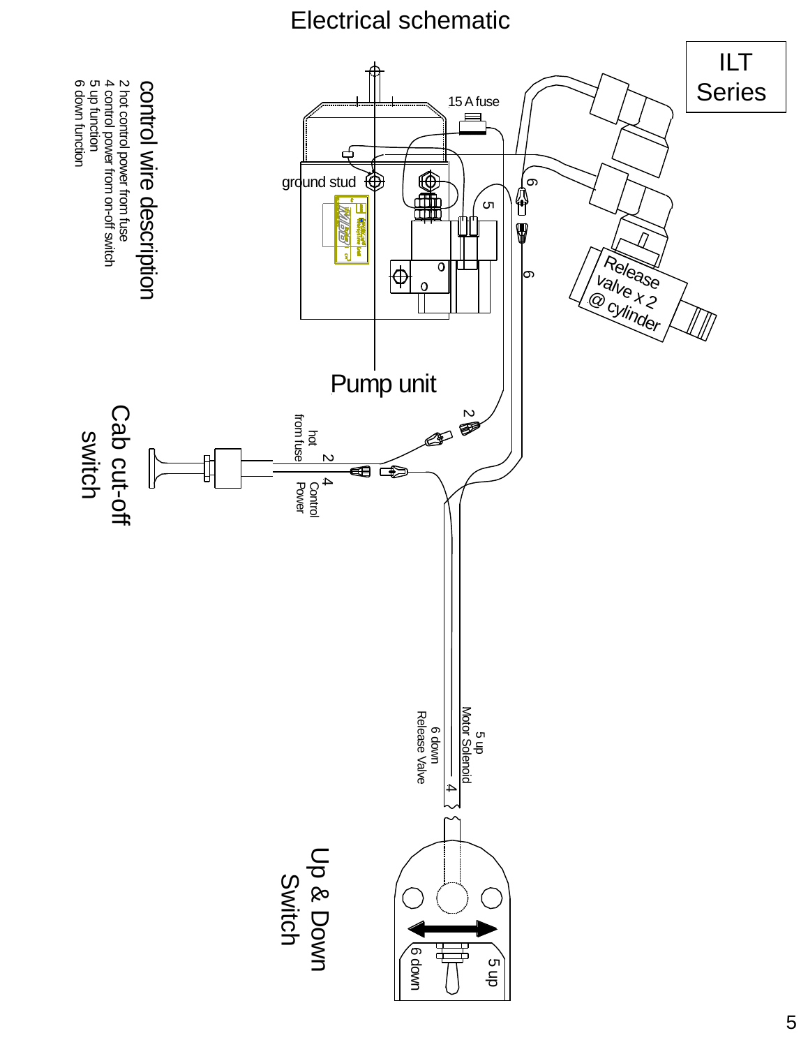# Electrical schematic

**ILT Series**

## control wire description

2 hot control power from fuse
4 control power from on-off switch
5 up function
6 down function

15 A fuse

ground stud

Pump unit

Release valve x 2 @ cylinder

Cab cut-off switch

2 hot from fuse

4 Control Power

5 up Motor Solenoid

6 down Release Valve

Up & Down Switch

5 up

6 down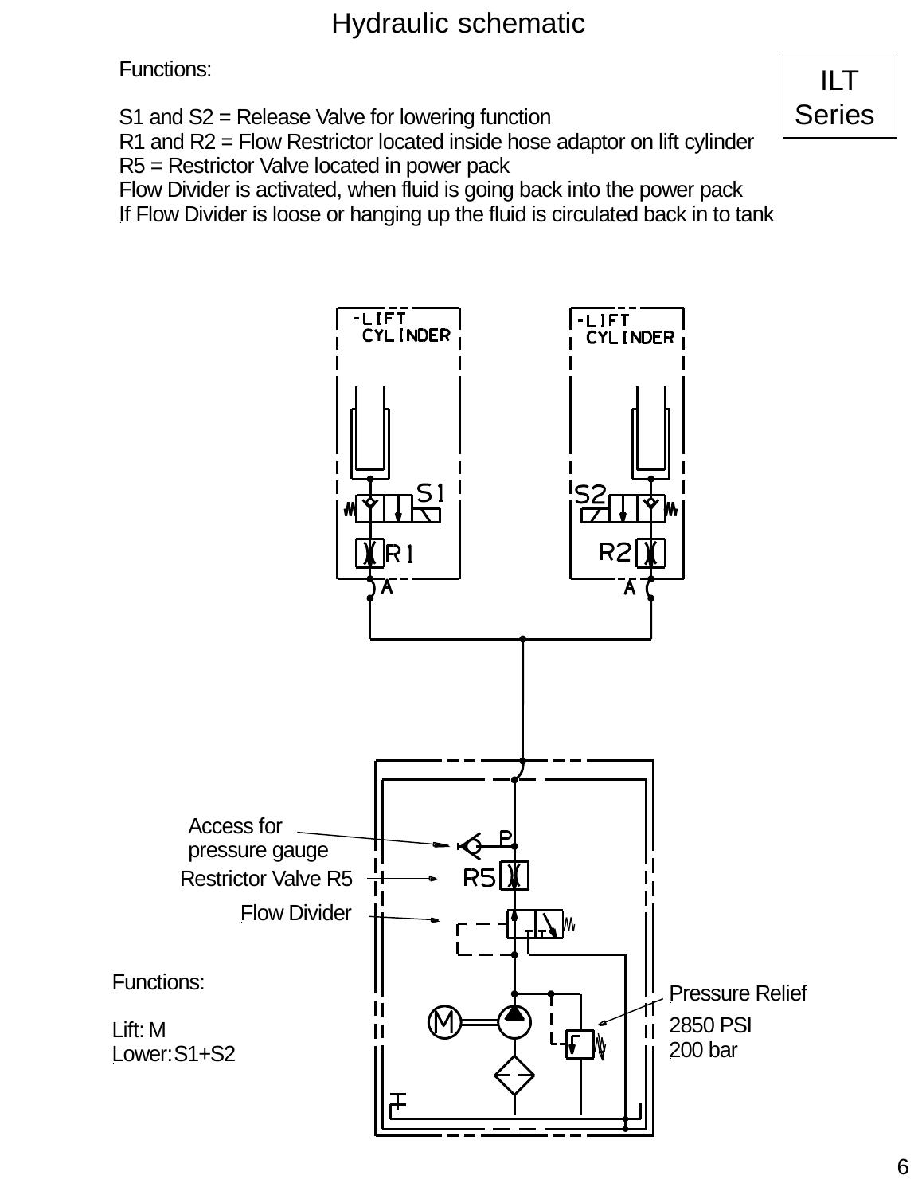# Hydraulic schematic

**ILT Series**

Functions:

S1 and S2 = Release Valve for lowering function
R1 and R2 = Flow Restrictor located inside hose adaptor on lift cylinder
R5 = Restrictor Valve located in power pack
Flow Divider is activated, when fluid is going back into the power pack
If Flow Divider is loose or hanging up the fluid is circulated back in to tank

-LIFT CYLINDER

-LIFT CYLINDER

S1

S2

R1

R2

A

A

Access for pressure gauge

P

Restrictor Valve R5

R5

Flow Divider

Functions:

Lift: M
Lower: S1+S2

M

Pressure Relief

2850 PSI
200 bar